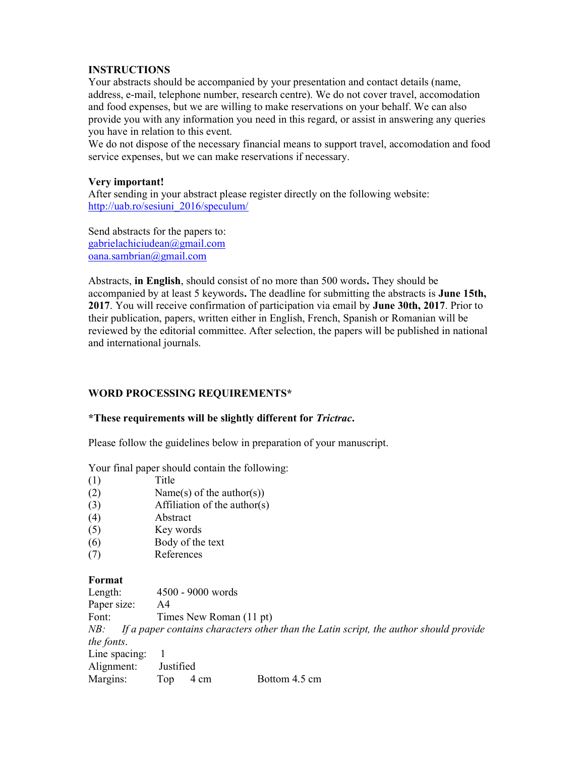**INSTRUCTIONS**

Your abstracts should be accompanied by your presentation and contact details (name, address, e-mail, telephone number, research centre). We do not cover travel, accomodation and food expenses, but we are willing to make reservations on your behalf. We can also provide you with any information you need in this regard, or assist in answering any queries you have in relation to this event.

We do not dispose of the necessary financial means to support travel, accomodation and food service expenses, but we can make reservations if necessary.

**Very important!**

After sending in your abstract please register directly on the following website: [http://uab.ro/sesiuni_2016/speculum/](http://uab.ro/sesiuni_2016/speculum/)

Send abstracts for the papers to:
[gabrielachiciudean@gmail.com](mailto:gabrielachiciudean@gmail.com)
[oana.sambrian@gmail.com](mailto:oana.sambrian@gmail.com)

Abstracts, **in English**, should consist of no more than 500 words**.** They should be accompanied by at least 5 keywords**.** The deadline for submitting the abstracts is **June 15th, 2017**. You will receive confirmation of participation via email by **June 30th, 2017**. Prior to their publication, papers, written either in English, French, Spanish or Romanian will be reviewed by the editorial committee. After selection, the papers will be published in national and international journals.

**WORD PROCESSING REQUIREMENTS***

***These requirements will be slightly different for *Trictrac*.**

Please follow the guidelines below in preparation of your manuscript.

Your final paper should contain the following:

(1) Title
(2) Name(s) of the author(s))
(3) Affiliation of the author(s)
(4) Abstract
(5) Key words
(6) Body of the text
(7) References

**Format**

Length: 4500 - 9000 words
Paper size: A4
Font: Times New Roman (11 pt)
*NB: If a paper contains characters other than the Latin script, the author should provide the fonts*.
Line spacing: 1
Alignment: Justified
Margins: Top 4 cm Bottom 4.5 cm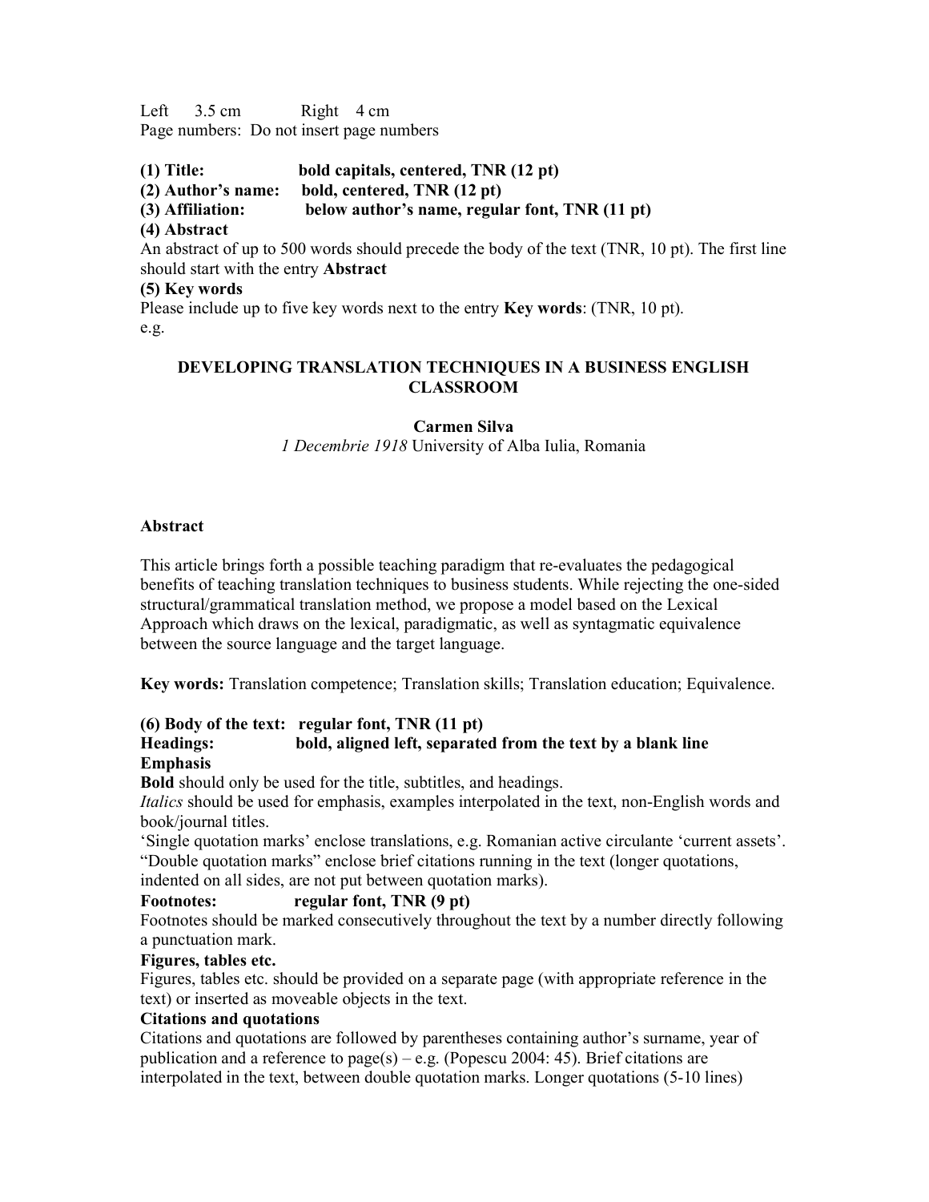Left 3.5 cm Right 4 cm
Page numbers: Do not insert page numbers

**(1) Title: bold capitals, centered, TNR (12 pt)**
**(2) Author's name: bold, centered, TNR (12 pt)**
**(3) Affiliation: below author's name, regular font, TNR (11 pt)**
**(4) Abstract**
An abstract of up to 500 words should precede the body of the text (TNR, 10 pt). The first line should start with the entry **Abstract**
**(5) Key words**
Please include up to five key words next to the entry **Key words**: (TNR, 10 pt).
e.g.

**DEVELOPING TRANSLATION TECHNIQUES IN A BUSINESS ENGLISH CLASSROOM**

**Carmen Silva**
*1 Decembrie 1918* University of Alba Iulia, Romania

**Abstract**

This article brings forth a possible teaching paradigm that re-evaluates the pedagogical benefits of teaching translation techniques to business students. While rejecting the one-sided structural/grammatical translation method, we propose a model based on the Lexical Approach which draws on the lexical, paradigmatic, as well as syntagmatic equivalence between the source language and the target language.

**Key words:** Translation competence; Translation skills; Translation education; Equivalence.

**(6) Body of the text: regular font, TNR (11 pt)**
**Headings: bold, aligned left, separated from the text by a blank line**
**Emphasis**
**Bold** should only be used for the title, subtitles, and headings.
*Italics* should be used for emphasis, examples interpolated in the text, non-English words and book/journal titles.
'Single quotation marks' enclose translations, e.g. Romanian active circulante 'current assets'.
"Double quotation marks" enclose brief citations running in the text (longer quotations, indented on all sides, are not put between quotation marks).
**Footnotes: regular font, TNR (9 pt)**
Footnotes should be marked consecutively throughout the text by a number directly following a punctuation mark.
**Figures, tables etc.**
Figures, tables etc. should be provided on a separate page (with appropriate reference in the text) or inserted as moveable objects in the text.
**Citations and quotations**
Citations and quotations are followed by parentheses containing author's surname, year of publication and a reference to page(s) – e.g. (Popescu 2004: 45). Brief citations are interpolated in the text, between double quotation marks. Longer quotations (5-10 lines)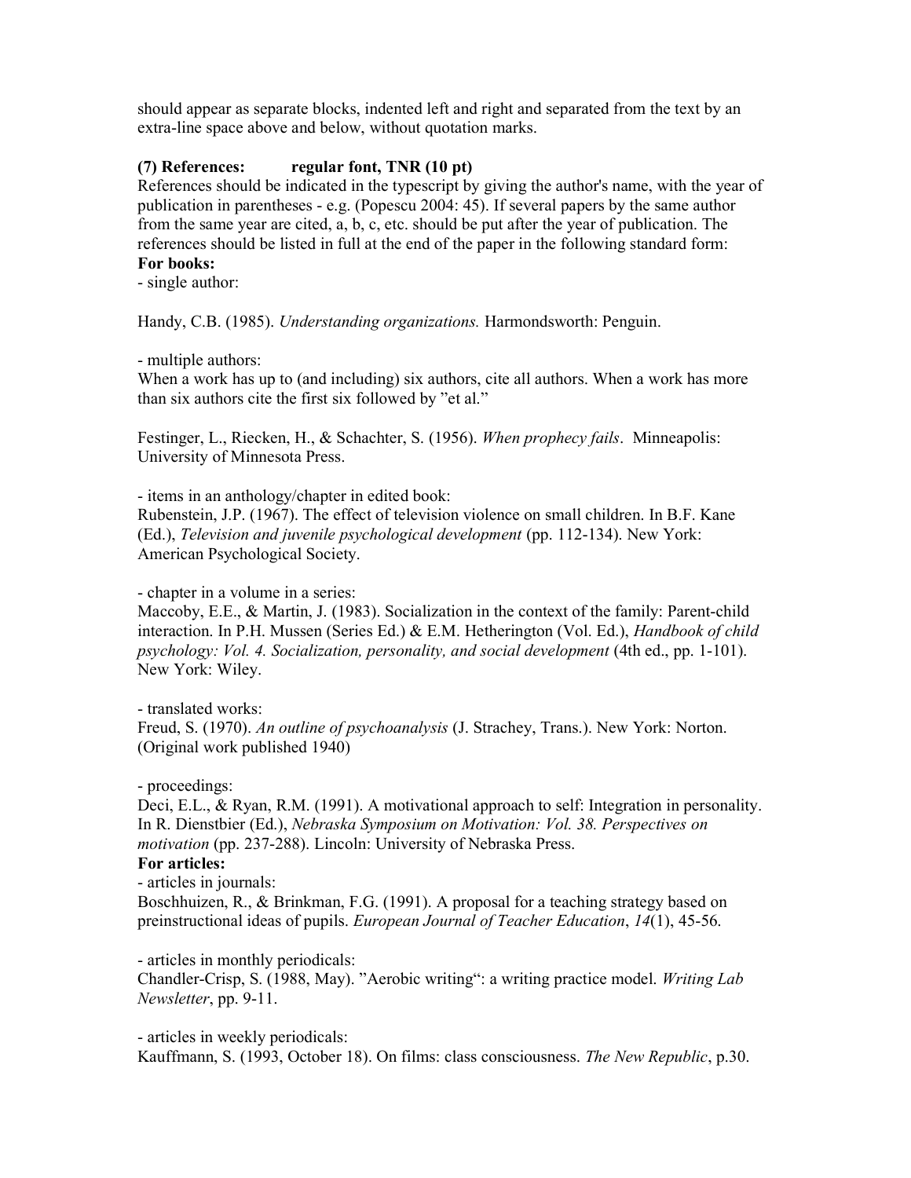should appear as separate blocks, indented left and right and separated from the text by an extra-line space above and below, without quotation marks.

**(7) References: regular font, TNR (10 pt)**

References should be indicated in the typescript by giving the author's name, with the year of publication in parentheses - e.g. (Popescu 2004: 45). If several papers by the same author from the same year are cited, a, b, c, etc. should be put after the year of publication. The references should be listed in full at the end of the paper in the following standard form:

**For books:**

- single author:

Handy, C.B. (1985). *Understanding organizations.* Harmondsworth: Penguin.

- multiple authors:

When a work has up to (and including) six authors, cite all authors. When a work has more than six authors cite the first six followed by "et al."

Festinger, L., Riecken, H., & Schachter, S. (1956). *When prophecy fails*. Minneapolis: University of Minnesota Press.

- items in an anthology/chapter in edited book:

Rubenstein, J.P. (1967). The effect of television violence on small children. In B.F. Kane (Ed.), *Television and juvenile psychological development* (pp. 112-134). New York: American Psychological Society.

- chapter in a volume in a series:

Maccoby, E.E., & Martin, J. (1983). Socialization in the context of the family: Parent-child interaction. In P.H. Mussen (Series Ed.) & E.M. Hetherington (Vol. Ed.), *Handbook of child psychology: Vol. 4. Socialization, personality, and social development* (4th ed., pp. 1-101). New York: Wiley.

- translated works:

Freud, S. (1970). *An outline of psychoanalysis* (J. Strachey, Trans.). New York: Norton. (Original work published 1940)

- proceedings:

Deci, E.L., & Ryan, R.M. (1991). A motivational approach to self: Integration in personality. In R. Dienstbier (Ed.), *Nebraska Symposium on Motivation: Vol. 38. Perspectives on motivation* (pp. 237-288). Lincoln: University of Nebraska Press.

**For articles:**

- articles in journals:

Boschhuizen, R., & Brinkman, F.G. (1991). A proposal for a teaching strategy based on preinstructional ideas of pupils. *European Journal of Teacher Education*, *14*(1), 45-56.

- articles in monthly periodicals:

Chandler-Crisp, S. (1988, May). "Aerobic writing": a writing practice model. *Writing Lab Newsletter*, pp. 9-11.

- articles in weekly periodicals:

Kauffmann, S. (1993, October 18). On films: class consciousness. *The New Republic*, p.30.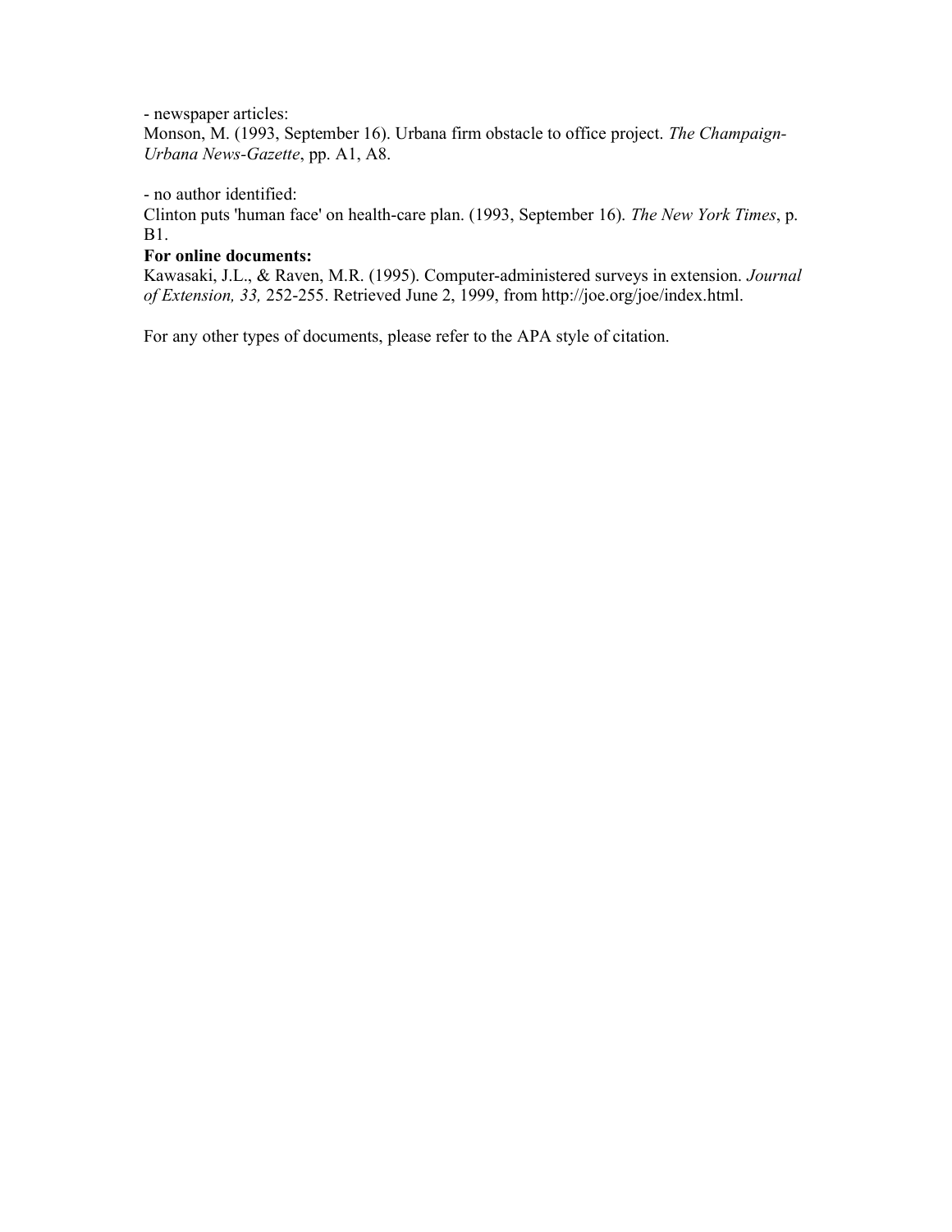- newspaper articles:
Monson, M. (1993, September 16). Urbana firm obstacle to office project. *The Champaign-Urbana News-Gazette*, pp. A1, A8.

- no author identified:
Clinton puts 'human face' on health-care plan. (1993, September 16). *The New York Times*, p. B1.

**For online documents:**

Kawasaki, J.L., & Raven, M.R. (1995). Computer-administered surveys in extension. *Journal of Extension, 33,* 252-255. Retrieved June 2, 1999, from http://joe.org/joe/index.html.

For any other types of documents, please refer to the APA style of citation.